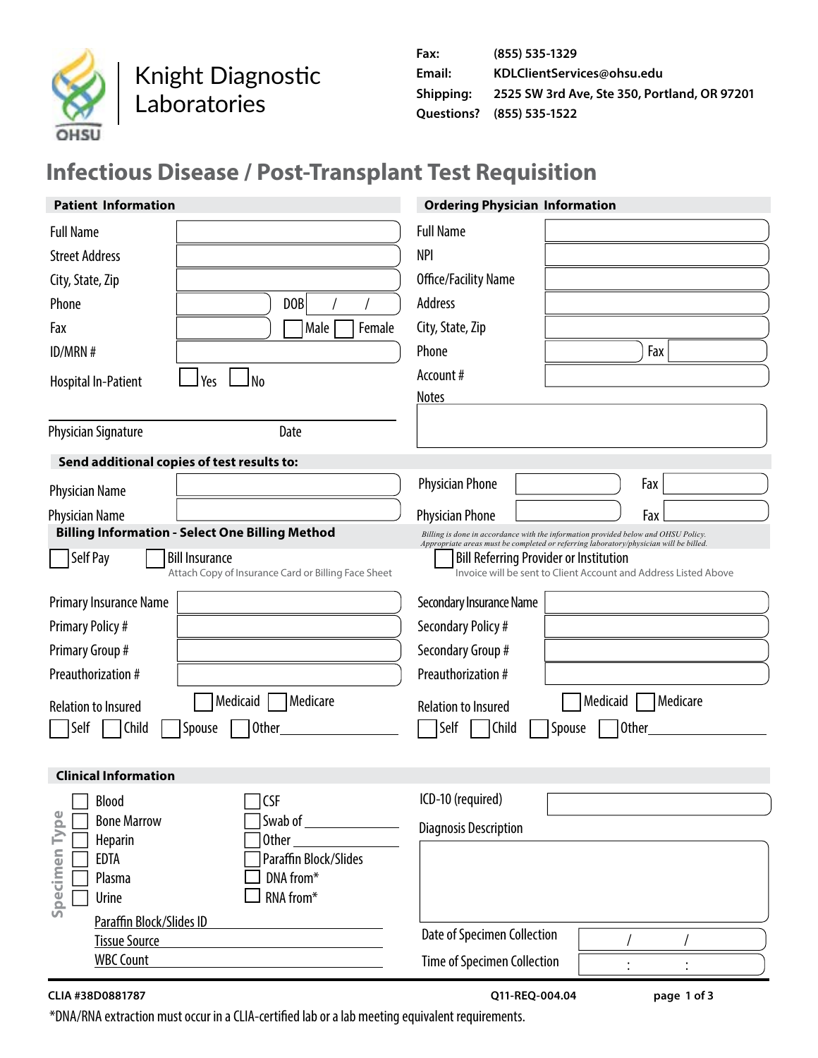Knight Diagnostic Laboratories

OHSU

**Fax:** (855) 535-1329
**Email:** KDLClientServices@ohsu.edu
**Shipping:** 2525 SW 3rd Ave, Ste 350, Portland, OR 97201
**Questions?** (855) 535-1522

# Infectious Disease / Post-Transplant Test Requisition

## Patient Information

Full Name

Street Address

City, State, Zip

Phone | DOB / /

Fax | ☐ Male ☐ Female

ID/MRN #

Hospital In-Patient ☐ Yes ☐ No

Physician Signature | Date

## Ordering Physician Information

Full Name

NPI

Office/Facility Name

Address

City, State, Zip

Phone | Fax

Account #

Notes

## Send additional copies of test results to:

Physician Name | Physician Phone | Fax

Physician Name | Physician Phone | Fax

## Billing Information - Select One Billing Method

*Billing is done in accordance with the information provided below and OHSU Policy. Appropriate areas must be completed or referring laboratory/physician will be billed.*

☐ Self Pay

☐ Bill Insurance
Attach Copy of Insurance Card or Billing Face Sheet

☐ Bill Referring Provider or Institution
Invoice will be sent to Client Account and Address Listed Above

Primary Insurance Name

Primary Policy #

Primary Group #

Preauthorization #

Relation to Insured ☐ Medicaid ☐ Medicare

☐ Self ☐ Child ☐ Spouse ☐ Other\_\_\_\_\_\_\_\_\_\_\_\_

Secondary Insurance Name

Secondary Policy #

Secondary Group #

Preauthorization #

Relation to Insured ☐ Medicaid ☐ Medicare

☐ Self ☐ Child ☐ Spouse ☐ Other\_\_\_\_\_\_\_\_\_\_\_\_

## Clinical Information

**Specimen Type**

☐ Blood
☐ Bone Marrow
☐ Heparin
☐ EDTA
☐ Plasma
☐ Urine

☐ CSF
☐ Swab of \_\_\_\_\_\_\_\_\_\_
☐ Other \_\_\_\_\_\_\_\_\_\_
☐ Paraffin Block/Slides
☐ DNA from*
☐ RNA from*

Paraffin Block/Slides ID \_\_\_\_\_\_\_\_\_\_

Tissue Source \_\_\_\_\_\_\_\_\_\_

WBC Count \_\_\_\_\_\_\_\_\_\_

ICD-10 (required)

Diagnosis Description

Date of Specimen Collection / /

Time of Specimen Collection : :

CLIA #38D0881787 | Q11-REQ-004.04

*DNA/RNA extraction must occur in a CLIA-certified lab or a lab meeting equivalent requirements.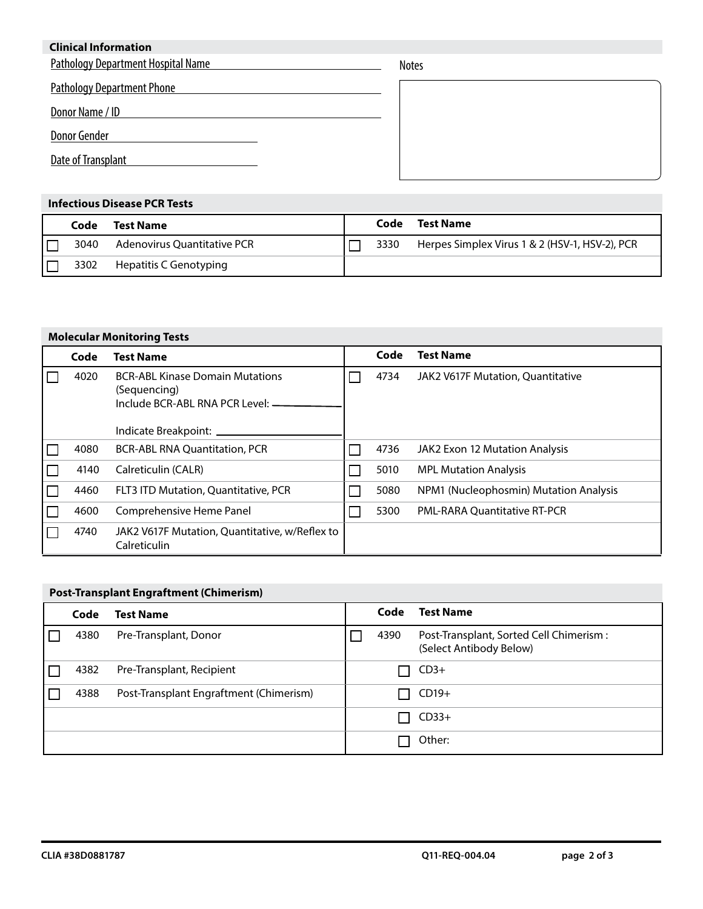## Clinical Information

Pathology Department Hospital Name ______________________

Pathology Department Phone ______________________

Donor Name / ID ______________________

Donor Gender ______________________

Date of Transplant ______________________

Notes

## Infectious Disease PCR Tests

| | Code | Test Name | | Code | Test Name |
|---|---|---|---|---|---|
| ☐ | 3040 | Adenovirus Quantitative PCR | ☐ | 3330 | Herpes Simplex Virus 1 & 2 (HSV-1, HSV-2), PCR |
| ☐ | 3302 | Hepatitis C Genotyping | | | |

## Molecular Monitoring Tests

| | Code | Test Name | | Code | Test Name |
|---|---|---|---|---|---|
| ☐ | 4020 | BCR-ABL Kinase Domain Mutations (Sequencing)<br>Include BCR-ABL RNA PCR Level: ______<br>Indicate Breakpoint: ______ | ☐ | 4734 | JAK2 V617F Mutation, Quantitative |
| ☐ | 4080 | BCR-ABL RNA Quantitation, PCR | ☐ | 4736 | JAK2 Exon 12 Mutation Analysis |
| ☐ | 4140 | Calreticulin (CALR) | ☐ | 5010 | MPL Mutation Analysis |
| ☐ | 4460 | FLT3 ITD Mutation, Quantitative, PCR | ☐ | 5080 | NPM1 (Nucleophosmin) Mutation Analysis |
| ☐ | 4600 | Comprehensive Heme Panel | ☐ | 5300 | PML-RARA Quantitative RT-PCR |
| ☐ | 4740 | JAK2 V617F Mutation, Quantitative, w/Reflex to Calreticulin | | | |

## Post-Transplant Engraftment (Chimerism)

| | Code | Test Name | | Code | Test Name |
|---|---|---|---|---|---|
| ☐ | 4380 | Pre-Transplant, Donor | ☐ | 4390 | Post-Transplant, Sorted Cell Chimerism : (Select Antibody Below) |
| ☐ | 4382 | Pre-Transplant, Recipient | | ☐ | CD3+ |
| ☐ | 4388 | Post-Transplant Engraftment (Chimerism) | | ☐ | CD19+ |
| | | | | ☐ | CD33+ |
| | | | | ☐ | Other: |

CLIA #38D0881787 Q11-REQ-004.04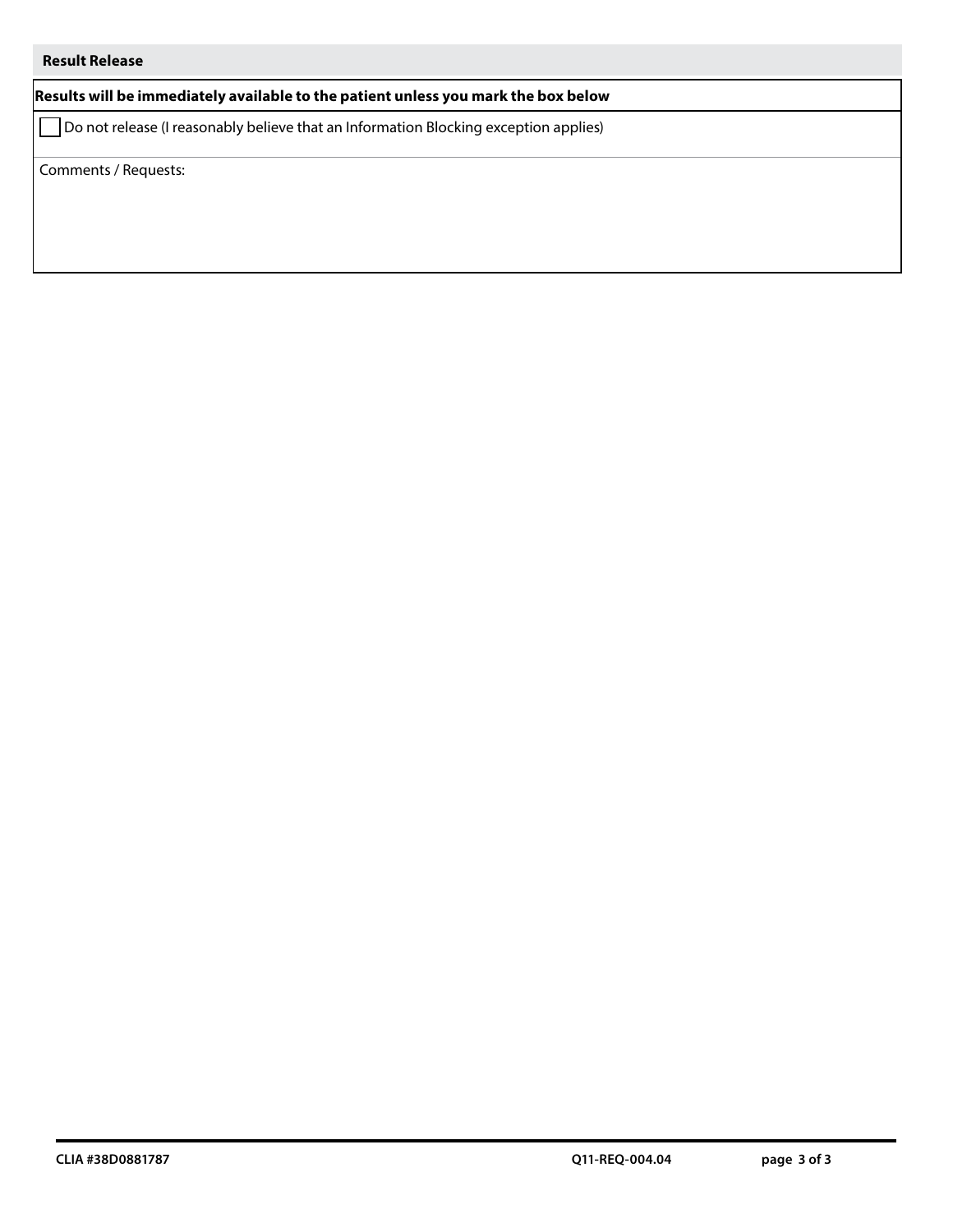## Result Release

**Results will be immediately available to the patient unless you mark the box below**

☐ Do not release (I reasonably believe that an Information Blocking exception applies)

Comments / Requests:

CLIA #38D0881787 Q11-REQ-004.04